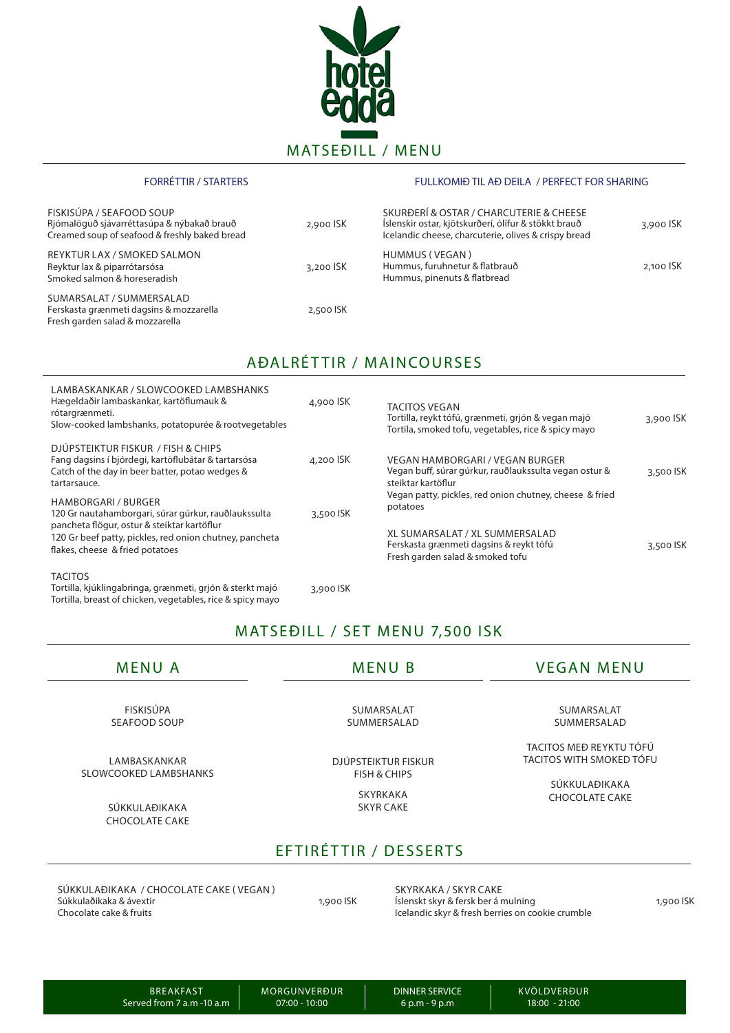hotel edda

# MATSEÐILL / MENU

## FORRÉTTIR / STARTERS

**FISKISÚPA / SEAFOOD SOUP** — 2,900 ISK
Rjómalöguð sjávarréttasúpa & nýbakað brauð
Creamed soup of seafood & freshly baked bread

**REYKTUR LAX / SMOKED SALMON** — 3,200 ISK
Reyktur lax & piparrótarsósa
Smoked salmon & horeseradish

**SUMARSALAT / SUMMERSALAD** — 2,500 ISK
Ferskasta grænmeti dagsins & mozzarella
Fresh garden salad & mozzarella

## FULLKOMIÐ TIL AÐ DEILA / PERFECT FOR SHARING

**SKURÐERÍ & OSTAR / CHARCUTERIE & CHEESE** — 3,900 ISK
Íslenskir ostar, kjötskurðerí, ólífur & stökkt brauð
Icelandic cheese, charcuterie, olives & crispy bread

**HUMMUS ( VEGAN )** — 2,100 ISK
Hummus, furuhnetur & flatbrauð
Hummus, pinenuts & flatbread

## AÐALRÉTTIR / MAINCOURSES

**LAMBASKANKAR / SLOWCOOKED LAMBSHANKS** — 4,900 ISK
Hægeldaðir lambaskankar, kartöflumauk & rótargrænmeti.
Slow-cooked lambshanks, potatopurée & rootvegetables

**DJÚPSTEIKTUR FISKUR / FISH & CHIPS** — 4,200 ISK
Fang dagsins í bjórdegi, kartöflubátar & tartarsósa
Catch of the day in beer batter, potao wedges & tartarsauce.

**HAMBORGARI / BURGER** — 3,500 ISK
120 Gr nautahamborgari, súrar gúrkur, rauðlaukssulta pancheta flögur, ostur & steiktar kartöflur
120 Gr beef patty, pickles, red onion chutney, pancheta flakes, cheese & fried potatoes

**TACITOS** — 3,900 ISK
Tortilla, kjúklingabringa, grænmeti, grjón & sterkt majó
Tortilla, breast of chicken, vegetables, rice & spicy mayo

**TACITOS VEGAN** — 3,900 ISK
Tortilla, reykt tófú, grænmeti, grjón & vegan majó
Tortila, smoked tofu, vegetables, rice & spicy mayo

**VEGAN HAMBORGARI / VEGAN BURGER** — 3,500 ISK
Vegan buff, súrar gúrkur, rauðlaukssulta vegan ostur & steiktar kartöflur
Vegan patty, pickles, red onion chutney, cheese & fried potatoes

**XL SUMARSALAT / XL SUMMERSALAD** — 3,500 ISK
Ferskasta grænmeti dagsins & reykt tófú
Fresh garden salad & smoked tofu

## MATSEÐILL / SET MENU 7,500 ISK

### MENU A

FISKISÚPA
SEAFOOD SOUP

LAMBASKANKAR
SLOWCOOKED LAMBSHANKS

SÚKKULAÐIKAKA
CHOCOLATE CAKE

### MENU B

SUMARSALAT
SUMMERSALAD

DJÚPSTEIKTUR FISKUR
FISH & CHIPS

SKYRKAKA
SKYR CAKE

### VEGAN MENU

SUMARSALAT
SUMMERSALAD

TACITOS MEÐ REYKTU TÓFÚ
TACITOS WITH SMOKED TÓFU

SÚKKULAÐIKAKA
CHOCOLATE CAKE

## EFTIRÉTTIR / DESSERTS

**SÚKKULAÐIKAKA / CHOCOLATE CAKE ( VEGAN )** — 1,900 ISK
Súkkulaðikaka & ávextir
Chocolate cake & fruits

**SKYRKAKA / SKYR CAKE** — 1,900 ISK
Íslenskt skyr & fersk ber á mulning
Icelandic skyr & fresh berries on cookie crumble

| BREAKFAST | MORGUNVERÐUR | DINNER SERVICE | KVÖLDVERÐUR |
|---|---|---|---|
| Served from 7 a.m -10 a.m | 07:00 - 10:00 | 6 p.m - 9 p.m | 18:00 - 21:00 |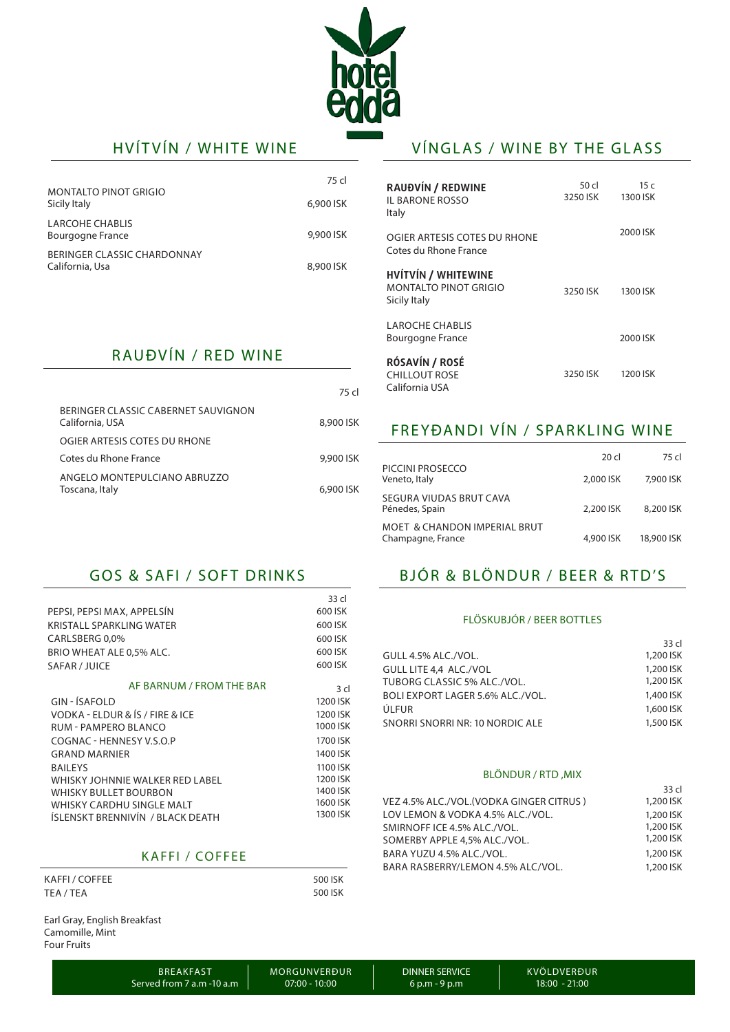hotel edda

## HVÍTVÍN / WHITE WINE

| | 75 cl |
|---|---|
| MONTALTO PINOT GRIGIO<br>Sicily Italy | 6,900 ISK |
| LARCOHE CHABLIS<br>Bourgogne France | 9,900 ISK |
| BERINGER CLASSIC CHARDONNAY<br>California, Usa | 8,900 ISK |

## RAUÐVÍN / RED WINE

| | 75 cl |
|---|---|
| BERINGER CLASSIC CABERNET SAUVIGNON<br>California, USA | 8,900 ISK |
| OGIER ARTESIS COTES DU RHONE<br>Cotes du Rhone France | 9,900 ISK |
| ANGELO MONTEPULCIANO ABRUZZO<br>Toscana, Italy | 6,900 ISK |

## GOS & SAFI / SOFT DRINKS

| | 33 cl |
|---|---|
| PEPSI, PEPSI MAX, APPELSÍN | 600 ISK |
| KRISTALL SPARKLING WATER | 600 ISK |
| CARLSBERG 0,0% | 600 ISK |
| BRIO WHEAT ALE 0,5% ALC. | 600 ISK |
| SAFAR / JUICE | 600 ISK |

### AF BARNUM / FROM THE BAR

| | 3 cl |
|---|---|
| GIN - ÍSAFOLD | 1200 ISK |
| VODKA - ELDUR & ÍS / FIRE & ICE | 1200 ISK |
| RUM - PAMPERO BLANCO | 1000 ISK |
| COGNAC - HENNESY V.S.O.P | 1700 ISK |
| GRAND MARNIER | 1400 ISK |
| BAILEYS | 1100 ISK |
| WHISKY JOHNNIE WALKER RED LABEL | 1200 ISK |
| WHISKY BULLET BOURBON | 1400 ISK |
| WHISKY CARDHU SINGLE MALT | 1600 ISK |
| ÍSLENSKT BRENNIVÍN / BLACK DEATH | 1300 ISK |

## KAFFI / COFFEE

| | |
|---|---|
| KAFFI / COFFEE | 500 ISK |
| TEA / TEA | 500 ISK |

Earl Gray, English Breakfast
Camomille, Mint
Four Fruits

## VÍNGLAS / WINE BY THE GLASS

| | 50 cl | 15 c |
|---|---|---|
| **RAUÐVÍN / REDWINE**<br>IL BARONE ROSSO<br>Italy | 3250 ISK | 1300 ISK |
| OGIER ARTESIS COTES DU RHONE<br>Cotes du Rhone France | | 2000 ISK |
| **HVÍTVÍN / WHITEWINE**<br>MONTALTO PINOT GRIGIO<br>Sicily Italy | 3250 ISK | 1300 ISK |
| LAROCHE CHABLIS<br>Bourgogne France | | 2000 ISK |
| **RÓSAVÍN / ROSÉ**<br>CHILLOUT ROSE<br>California USA | 3250 ISK | 1200 ISK |

## FREYÐANDI VÍN / SPARKLING WINE

| | 20 cl | 75 cl |
|---|---|---|
| PICCINI PROSECCO<br>Veneto, Italy | 2,000 ISK | 7,900 ISK |
| SEGURA VIUDAS BRUT CAVA<br>Pénedes, Spain | 2,200 ISK | 8,200 ISK |
| MOET & CHANDON IMPERIAL BRUT<br>Champagne, France | 4,900 ISK | 18,900 ISK |

## BJÓR & BLÖNDUR / BEER & RTD'S

### FLÖSKUBJÓR / BEER BOTTLES

| | 33 cl |
|---|---|
| GULL 4.5% ALC./VOL. | 1,200 ISK |
| GULL LITE 4,4 ALC./VOL | 1,200 ISK |
| TUBORG CLASSIC 5% ALC./VOL. | 1,200 ISK |
| BOLI EXPORT LAGER 5.6% ALC./VOL. | 1,400 ISK |
| ÚLFUR | 1,600 ISK |
| SNORRI SNORRI NR: 10 NORDIC ALE | 1,500 ISK |

### BLÖNDUR / RTD ,MIX

| | 33 cl |
|---|---|
| VEZ 4.5% ALC./VOL.(VODKA GINGER CITRUS ) | 1,200 ISK |
| LOV LEMON & VODKA 4.5% ALC./VOL. | 1,200 ISK |
| SMIRNOFF ICE 4.5% ALC./VOL. | 1,200 ISK |
| SOMERBY APPLE 4,5% ALC./VOL. | 1,200 ISK |
| BARA YUZU 4.5% ALC./VOL. | 1,200 ISK |
| BARA RASBERRY/LEMON 4.5% ALC/VOL. | 1,200 ISK |

BREAKFAST
Served from 7 a.m -10 a.m

MORGUNVERÐUR
07:00 - 10:00

DINNER SERVICE
6 p.m - 9 p.m

KVÖLDVERÐUR
18:00 - 21:00